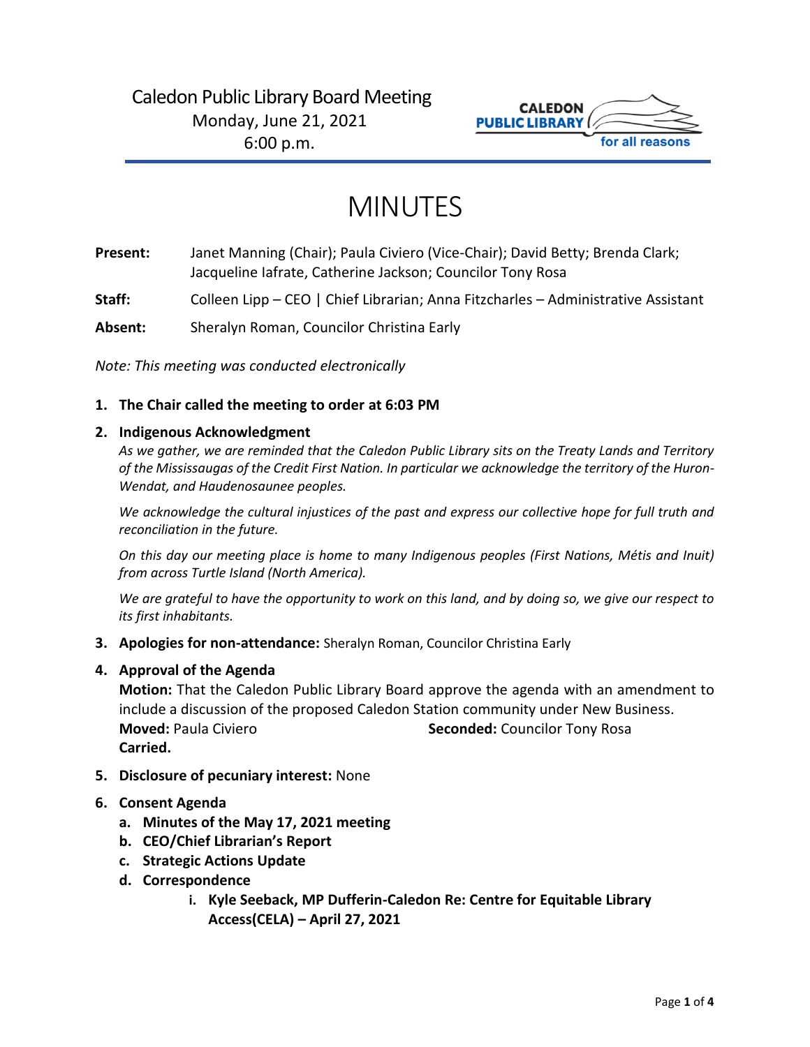Caledon Public Library Board Meeting
Monday, June 21, 2021
6:00 p.m.

# MINUTES

**Present:** Janet Manning (Chair); Paula Civiero (Vice-Chair); David Betty; Brenda Clark; Jacqueline Iafrate, Catherine Jackson; Councilor Tony Rosa

**Staff:** Colleen Lipp – CEO | Chief Librarian; Anna Fitzcharles – Administrative Assistant

**Absent:** Sheralyn Roman, Councilor Christina Early

*Note: This meeting was conducted electronically*

1. **The Chair called the meeting to order at 6:03 PM**

2. **Indigenous Acknowledgment**

   *As we gather, we are reminded that the Caledon Public Library sits on the Treaty Lands and Territory of the Mississaugas of the Credit First Nation. In particular we acknowledge the territory of the Huron-Wendat, and Haudenosaunee peoples.*

   *We acknowledge the cultural injustices of the past and express our collective hope for full truth and reconciliation in the future.*

   *On this day our meeting place is home to many Indigenous peoples (First Nations, Métis and Inuit) from across Turtle Island (North America).*

   *We are grateful to have the opportunity to work on this land, and by doing so, we give our respect to its first inhabitants.*

3. **Apologies for non-attendance:** Sheralyn Roman, Councilor Christina Early

4. **Approval of the Agenda**

   **Motion:** That the Caledon Public Library Board approve the agenda with an amendment to include a discussion of the proposed Caledon Station community under New Business.
   **Moved:** Paula Civiero **Seconded:** Councilor Tony Rosa
   **Carried.**

5. **Disclosure of pecuniary interest:** None

6. **Consent Agenda**
   a. **Minutes of the May 17, 2021 meeting**
   b. **CEO/Chief Librarian's Report**
   c. **Strategic Actions Update**
   d. **Correspondence**
      i. **Kyle Seeback, MP Dufferin-Caledon Re: Centre for Equitable Library Access(CELA) – April 27, 2021**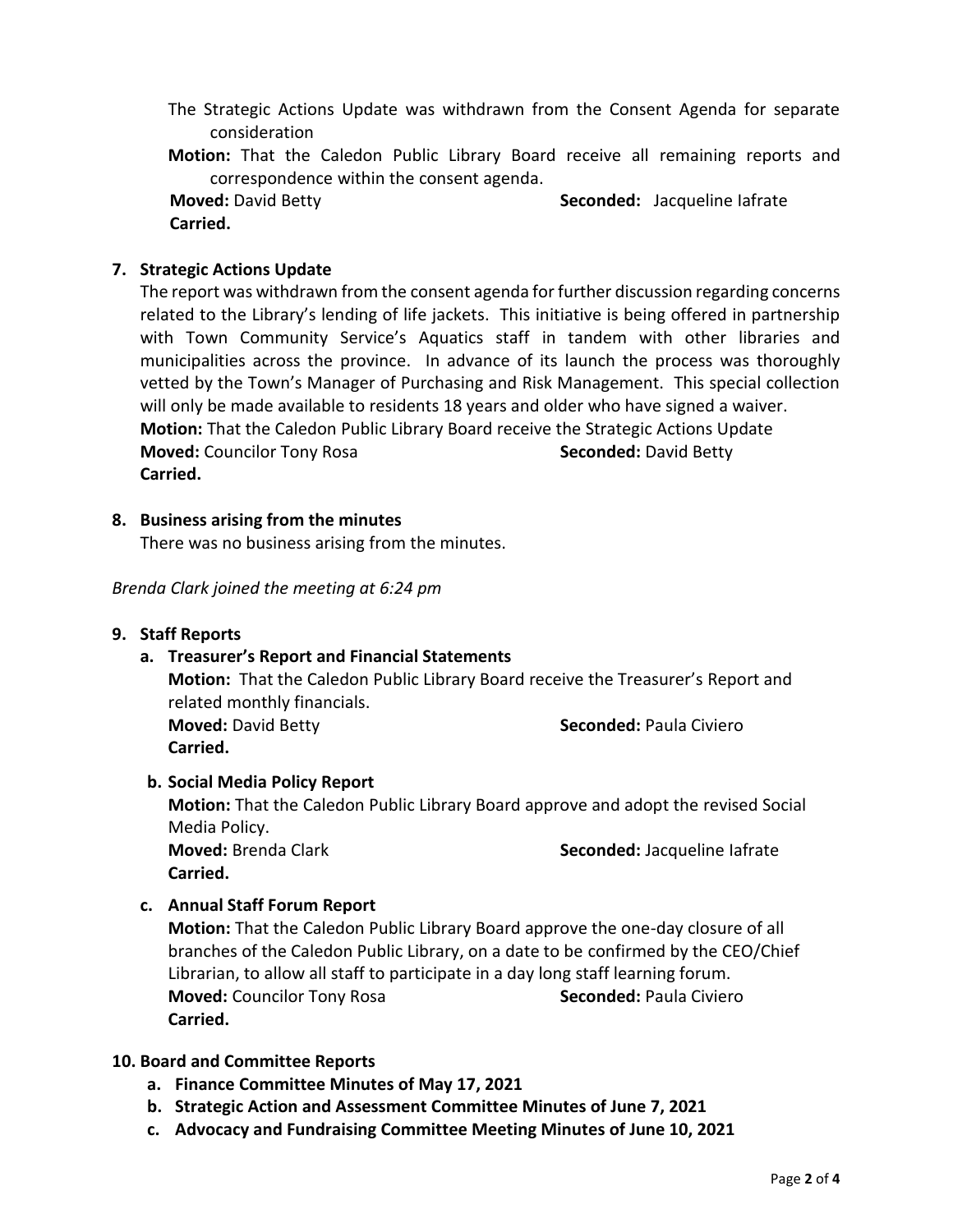The Strategic Actions Update was withdrawn from the Consent Agenda for separate consideration

**Motion:** That the Caledon Public Library Board receive all remaining reports and correspondence within the consent agenda.

**Moved:** David Betty **Seconded:** Jacqueline Iafrate

**Carried.**

## 7. Strategic Actions Update

The report was withdrawn from the consent agenda for further discussion regarding concerns related to the Library's lending of life jackets. This initiative is being offered in partnership with Town Community Service's Aquatics staff in tandem with other libraries and municipalities across the province. In advance of its launch the process was thoroughly vetted by the Town's Manager of Purchasing and Risk Management. This special collection will only be made available to residents 18 years and older who have signed a waiver.

**Motion:** That the Caledon Public Library Board receive the Strategic Actions Update

**Moved:** Councilor Tony Rosa **Seconded:** David Betty

**Carried.**

## 8. Business arising from the minutes

There was no business arising from the minutes.

*Brenda Clark joined the meeting at 6:24 pm*

## 9. Staff Reports

### a. Treasurer's Report and Financial Statements

**Motion:** That the Caledon Public Library Board receive the Treasurer's Report and related monthly financials.

**Moved:** David Betty **Seconded:** Paula Civiero

**Carried.**

### b. Social Media Policy Report

**Motion:** That the Caledon Public Library Board approve and adopt the revised Social Media Policy.

**Moved:** Brenda Clark **Seconded:** Jacqueline Iafrate

**Carried.**

### c. Annual Staff Forum Report

**Motion:** That the Caledon Public Library Board approve the one-day closure of all branches of the Caledon Public Library, on a date to be confirmed by the CEO/Chief Librarian, to allow all staff to participate in a day long staff learning forum.

**Moved:** Councilor Tony Rosa **Seconded:** Paula Civiero

**Carried.**

## 10. Board and Committee Reports

a. **Finance Committee Minutes of May 17, 2021**

b. **Strategic Action and Assessment Committee Minutes of June 7, 2021**

c. **Advocacy and Fundraising Committee Meeting Minutes of June 10, 2021**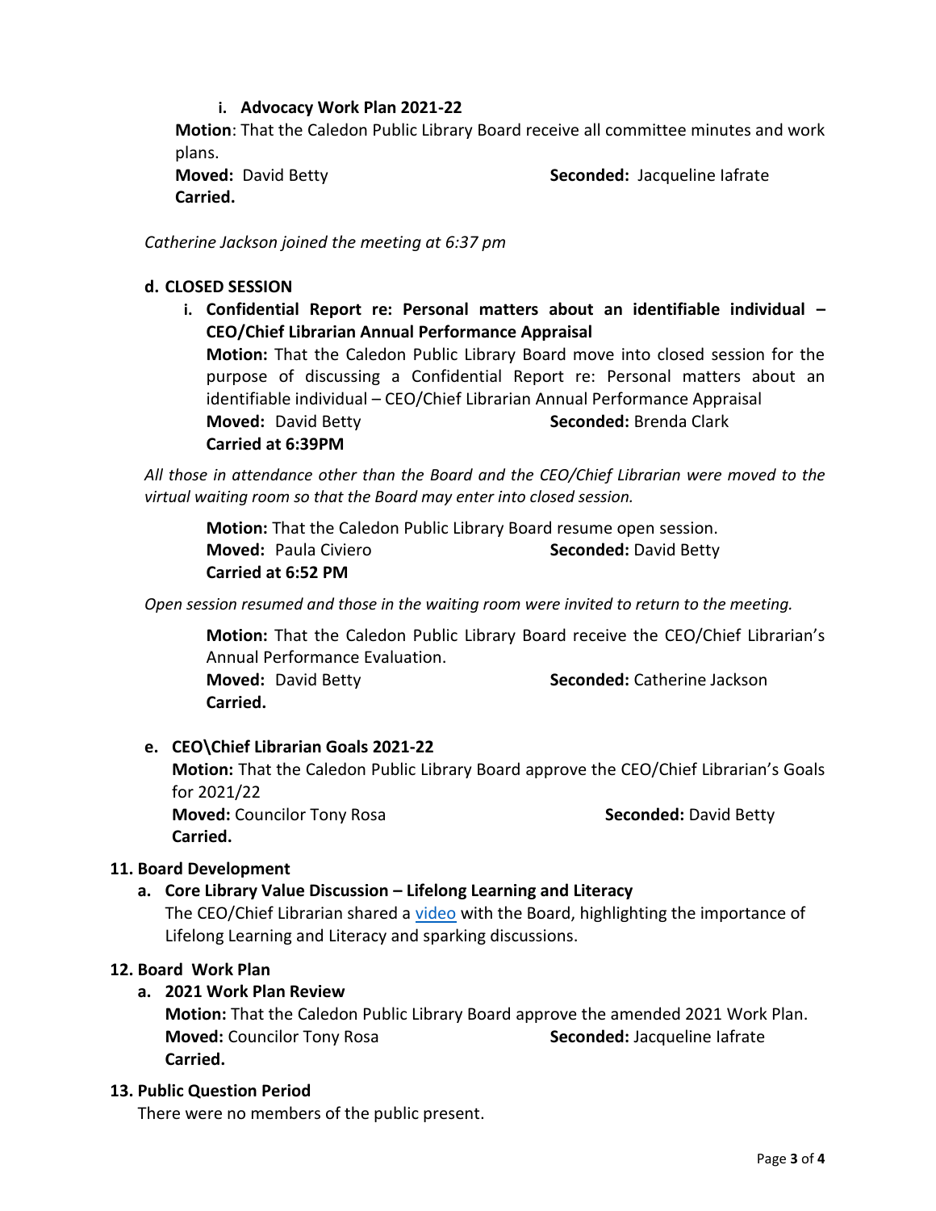i. **Advocacy Work Plan 2021-22**

**Motion**: That the Caledon Public Library Board receive all committee minutes and work plans.

**Moved:** David Betty **Seconded:** Jacqueline Iafrate

**Carried.**

*Catherine Jackson joined the meeting at 6:37 pm*

**d. CLOSED SESSION**

i. **Confidential Report re: Personal matters about an identifiable individual – CEO/Chief Librarian Annual Performance Appraisal**

**Motion:** That the Caledon Public Library Board move into closed session for the purpose of discussing a Confidential Report re: Personal matters about an identifiable individual – CEO/Chief Librarian Annual Performance Appraisal

**Moved:** David Betty **Seconded:** Brenda Clark

**Carried at 6:39PM**

*All those in attendance other than the Board and the CEO/Chief Librarian were moved to the virtual waiting room so that the Board may enter into closed session.*

**Motion:** That the Caledon Public Library Board resume open session.

**Moved:** Paula Civiero **Seconded:** David Betty

**Carried at 6:52 PM**

*Open session resumed and those in the waiting room were invited to return to the meeting.*

**Motion:** That the Caledon Public Library Board receive the CEO/Chief Librarian's Annual Performance Evaluation.

**Moved:** David Betty **Seconded:** Catherine Jackson

**Carried.**

**e. CEO\Chief Librarian Goals 2021-22**

**Motion:** That the Caledon Public Library Board approve the CEO/Chief Librarian's Goals for 2021/22

**Moved:** Councilor Tony Rosa **Seconded:** David Betty

**Carried.**

**11. Board Development**

**a. Core Library Value Discussion – Lifelong Learning and Literacy**

The CEO/Chief Librarian shared a video with the Board, highlighting the importance of Lifelong Learning and Literacy and sparking discussions.

**12. Board Work Plan**

**a. 2021 Work Plan Review**

**Motion:** That the Caledon Public Library Board approve the amended 2021 Work Plan.

**Moved:** Councilor Tony Rosa **Seconded:** Jacqueline Iafrate

**Carried.**

**13. Public Question Period**

There were no members of the public present.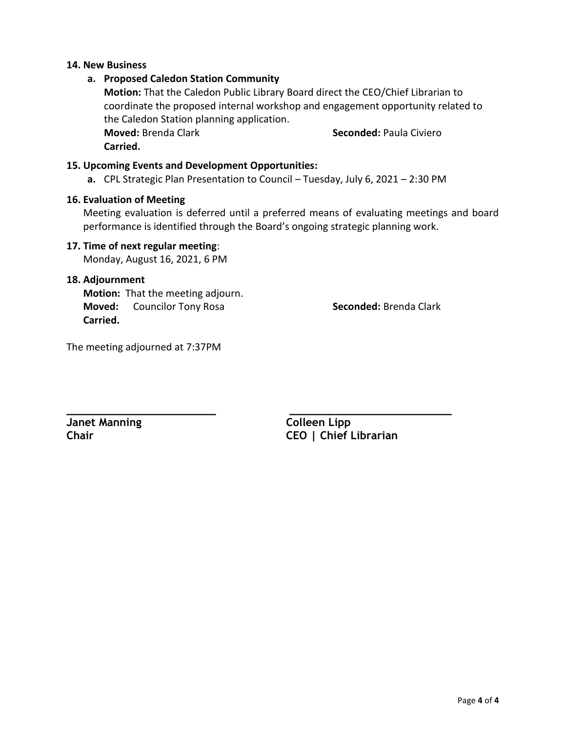**14. New Business**

**a. Proposed Caledon Station Community**

**Motion:** That the Caledon Public Library Board direct the CEO/Chief Librarian to coordinate the proposed internal workshop and engagement opportunity related to the Caledon Station planning application.

**Moved:** Brenda Clark **Seconded:** Paula Civiero

**Carried.**

**15. Upcoming Events and Development Opportunities:**

**a.** CPL Strategic Plan Presentation to Council – Tuesday, July 6, 2021 – 2:30 PM

**16. Evaluation of Meeting**

Meeting evaluation is deferred until a preferred means of evaluating meetings and board performance is identified through the Board's ongoing strategic planning work.

**17. Time of next regular meeting**:

Monday, August 16, 2021, 6 PM

**18. Adjournment**

**Motion:** That the meeting adjourn.

**Moved:** Councilor Tony Rosa **Seconded:** Brenda Clark

**Carried.**

The meeting adjourned at 7:37PM

\_\_\_\_\_\_\_\_\_\_\_\_\_\_\_\_\_\_\_\_\_\_\_\_\_\_

**Janet Manning**
**Chair**

\_\_\_\_\_\_\_\_\_\_\_\_\_\_\_\_\_\_\_\_\_\_\_\_\_\_\_\_

**Colleen Lipp**
**CEO | Chief Librarian**